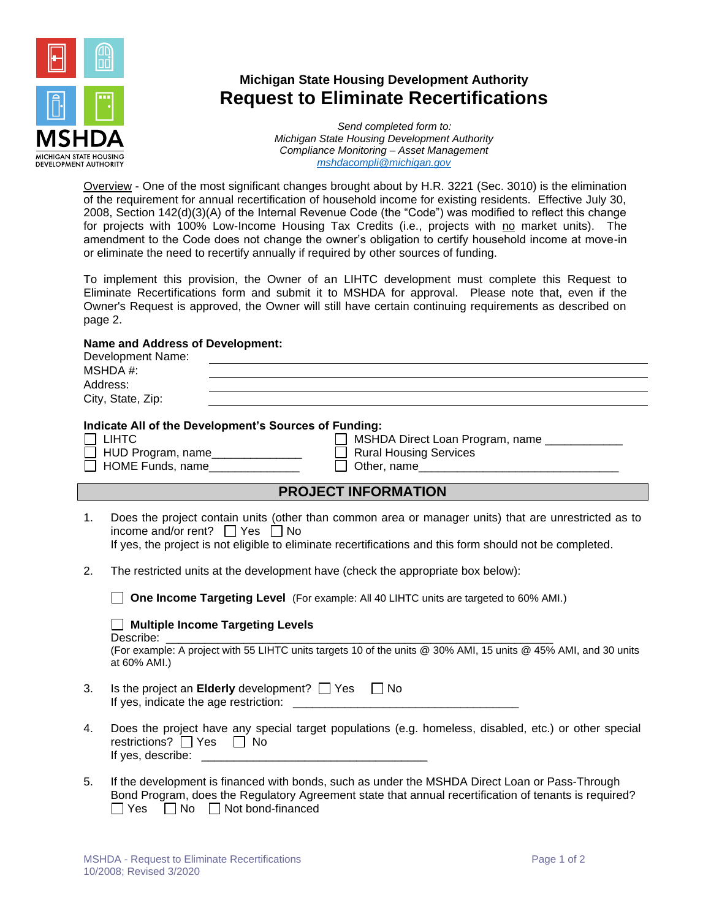**Michigan State Housing Development Authority**

# Request to Eliminate Recertifications

*Send completed form to:*
*Michigan State Housing Development Authority*
*Compliance Monitoring – Asset Management*
*mshdacompli@michigan.gov*

Overview - One of the most significant changes brought about by H.R. 3221 (Sec. 3010) is the elimination of the requirement for annual recertification of household income for existing residents. Effective July 30, 2008, Section 142(d)(3)(A) of the Internal Revenue Code (the "Code") was modified to reflect this change for projects with 100% Low-Income Housing Tax Credits (i.e., projects with no market units). The amendment to the Code does not change the owner's obligation to certify household income at move-in or eliminate the need to recertify annually if required by other sources of funding.

To implement this provision, the Owner of an LIHTC development must complete this Request to Eliminate Recertifications form and submit it to MSHDA for approval. Please note that, even if the Owner's Request is approved, the Owner will still have certain continuing requirements as described on page 2.

**Name and Address of Development:**

Development Name: ______________________________

MSHDA #: ______________________________

Address: ______________________________

City, State, Zip: ______________________________

**Indicate All of the Development's Sources of Funding:**

- ☐ LIHTC
- ☐ HUD Program, name______________
- ☐ HOME Funds, name______________
- ☐ MSHDA Direct Loan Program, name ____________
- ☐ Rural Housing Services
- ☐ Other, name________________________________

## PROJECT INFORMATION

1. Does the project contain units (other than common area or manager units) that are unrestricted as to income and/or rent? ☐ Yes ☐ No
   If yes, the project is not eligible to eliminate recertifications and this form should not be completed.

2. The restricted units at the development have (check the appropriate box below):

   ☐ **One Income Targeting Level** (For example: All 40 LIHTC units are targeted to 60% AMI.)

   ☐ **Multiple Income Targeting Levels**
   Describe: ________________________________________________________________
   (For example: A project with 55 LIHTC units targets 10 of the units @ 30% AMI, 15 units @ 45% AMI, and 30 units at 60% AMI.)

3. Is the project an **Elderly** development? ☐ Yes ☐ No
   If yes, indicate the age restriction: ____________________________________

4. Does the project have any special target populations (e.g. homeless, disabled, etc.) or other special restrictions? ☐ Yes ☐ No
   If yes, describe: ____________________________________

5. If the development is financed with bonds, such as under the MSHDA Direct Loan or Pass-Through Bond Program, does the Regulatory Agreement state that annual recertification of tenants is required?
   ☐ Yes ☐ No ☐ Not bond-financed

MSHDA - Request to Eliminate Recertifications
10/2008; Revised 3/2020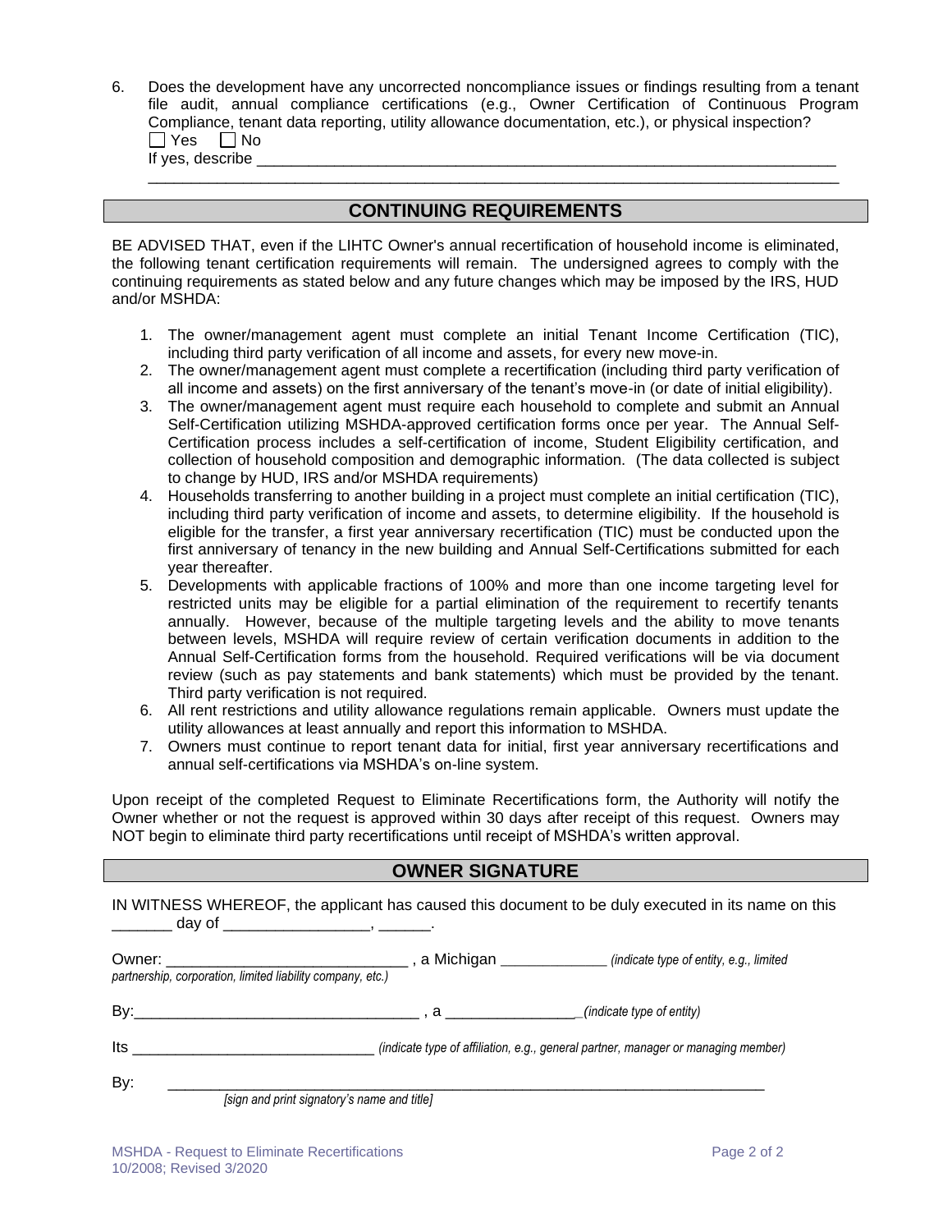6. Does the development have any uncorrected noncompliance issues or findings resulting from a tenant file audit, annual compliance certifications (e.g., Owner Certification of Continuous Program Compliance, tenant data reporting, utility allowance documentation, etc.), or physical inspection?
   ☐ Yes ☐ No
   If yes, describe ____________________________________________________________________
   ______________________________________________________________________________

## CONTINUING REQUIREMENTS

BE ADVISED THAT, even if the LIHTC Owner's annual recertification of household income is eliminated, the following tenant certification requirements will remain. The undersigned agrees to comply with the continuing requirements as stated below and any future changes which may be imposed by the IRS, HUD and/or MSHDA:

1. The owner/management agent must complete an initial Tenant Income Certification (TIC), including third party verification of all income and assets, for every new move-in.
2. The owner/management agent must complete a recertification (including third party verification of all income and assets) on the first anniversary of the tenant's move-in (or date of initial eligibility).
3. The owner/management agent must require each household to complete and submit an Annual Self-Certification utilizing MSHDA-approved certification forms once per year. The Annual Self-Certification process includes a self-certification of income, Student Eligibility certification, and collection of household composition and demographic information. (The data collected is subject to change by HUD, IRS and/or MSHDA requirements)
4. Households transferring to another building in a project must complete an initial certification (TIC), including third party verification of income and assets, to determine eligibility. If the household is eligible for the transfer, a first year anniversary recertification (TIC) must be conducted upon the first anniversary of tenancy in the new building and Annual Self-Certifications submitted for each year thereafter.
5. Developments with applicable fractions of 100% and more than one income targeting level for restricted units may be eligible for a partial elimination of the requirement to recertify tenants annually. However, because of the multiple targeting levels and the ability to move tenants between levels, MSHDA will require review of certain verification documents in addition to the Annual Self-Certification forms from the household. Required verifications will be via document review (such as pay statements and bank statements) which must be provided by the tenant. Third party verification is not required.
6. All rent restrictions and utility allowance regulations remain applicable. Owners must update the utility allowances at least annually and report this information to MSHDA.
7. Owners must continue to report tenant data for initial, first year anniversary recertifications and annual self-certifications via MSHDA's on-line system.

Upon receipt of the completed Request to Eliminate Recertifications form, the Authority will notify the Owner whether or not the request is approved within 30 days after receipt of this request. Owners may NOT begin to eliminate third party recertifications until receipt of MSHDA's written approval.

## OWNER SIGNATURE

IN WITNESS WHEREOF, the applicant has caused this document to be duly executed in its name on this _______ day of _________________, ______.

Owner: ____________________________ , a Michigan _____________ *(indicate type of entity, e.g., limited partnership, corporation, limited liability company, etc.)*

By:_________________________________ , a ________________*(indicate type of entity)*

Its _____________________________ *(indicate type of affiliation, e.g., general partner, manager or managing member)*

By: ________________________________________________________________________
*[sign and print signatory's name and title]*

MSHDA - Request to Eliminate Recertifications
10/2008; Revised 3/2020